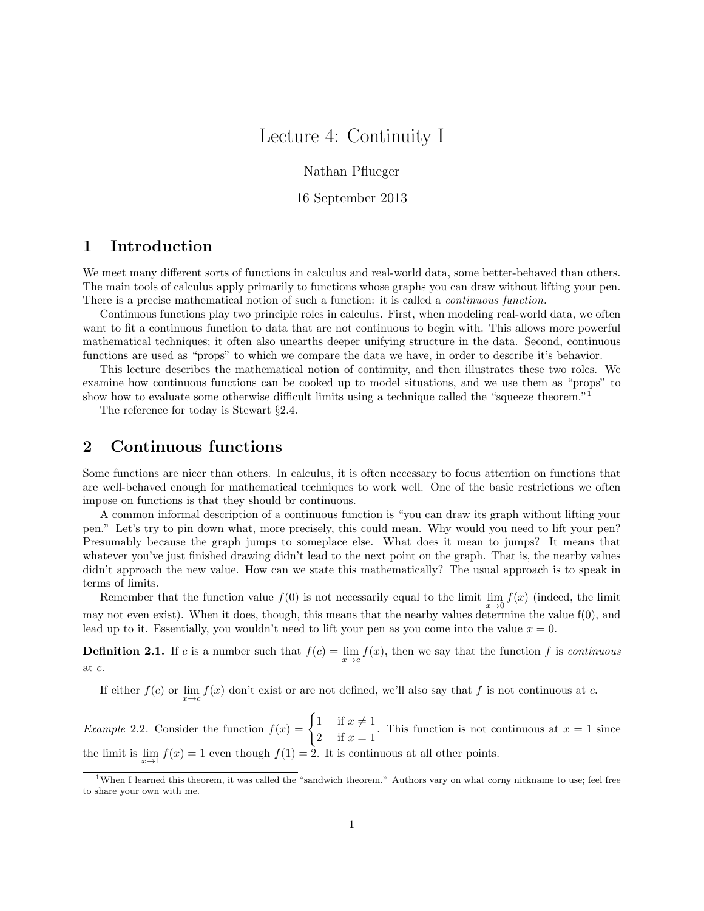# Lecture 4: Continuity I

Nathan Pflueger

16 September 2013

## 1 Introduction

We meet many different sorts of functions in calculus and real-world data, some better-behaved than others. The main tools of calculus apply primarily to functions whose graphs you can draw without lifting your pen. There is a precise mathematical notion of such a function: it is called a *continuous function*.

Continuous functions play two principle roles in calculus. First, when modeling real-world data, we often want to fit a continuous function to data that are not continuous to begin with. This allows more powerful mathematical techniques; it often also unearths deeper unifying structure in the data. Second, continuous functions are used as "props" to which we compare the data we have, in order to describe it's behavior.

This lecture describes the mathematical notion of continuity, and then illustrates these two roles. We examine how continuous functions can be cooked up to model situations, and we use them as "props" to show how to evaluate some otherwise difficult limits using a technique called the "squeeze theorem."[1]

The reference for today is Stewart §2.4.

## 2 Continuous functions

Some functions are nicer than others. In calculus, it is often necessary to focus attention on functions that are well-behaved enough for mathematical techniques to work well. One of the basic restrictions we often impose on functions is that they should br continuous.

A common informal description of a continuous function is "you can draw its graph without lifting your pen." Let's try to pin down what, more precisely, this could mean. Why would you need to lift your pen? Presumably because the graph jumps to someplace else. What does it mean to jumps? It means that whatever you've just finished drawing didn't lead to the next point on the graph. That is, the nearby values didn't approach the new value. How can we state this mathematically? The usual approach is to speak in terms of limits.

Remember that the function value $f(0)$ is not necessarily equal to the limit $\lim_{x \to 0} f(x)$ (indeed, the limit may not even exist). When it does, though, this means that the nearby values determine the value f(0), and lead up to it. Essentially, you wouldn't need to lift your pen as you come into the value $x = 0$.

**Definition 2.1.** If $c$ is a number such that $f(c) = \lim_{x \to c} f(x)$, then we say that the function $f$ is *continuous* at $c$.

If either $f(c)$ or $\lim_{x \to c} f(x)$ don't exist or are not defined, we'll also say that $f$ is not continuous at $c$.

---

*Example* 2.2. Consider the function $f(x) = \begin{cases} 1 & \text{if } x \neq 1 \\ 2 & \text{if } x = 1 \end{cases}$. This function is not continuous at $x = 1$ since the limit is $\lim_{x \to 1} f(x) = 1$ even though $f(1) = 2$. It is continuous at all other points.

---

[1] When I learned this theorem, it was called the "sandwich theorem." Authors vary on what corny nickname to use; feel free to share your own with me.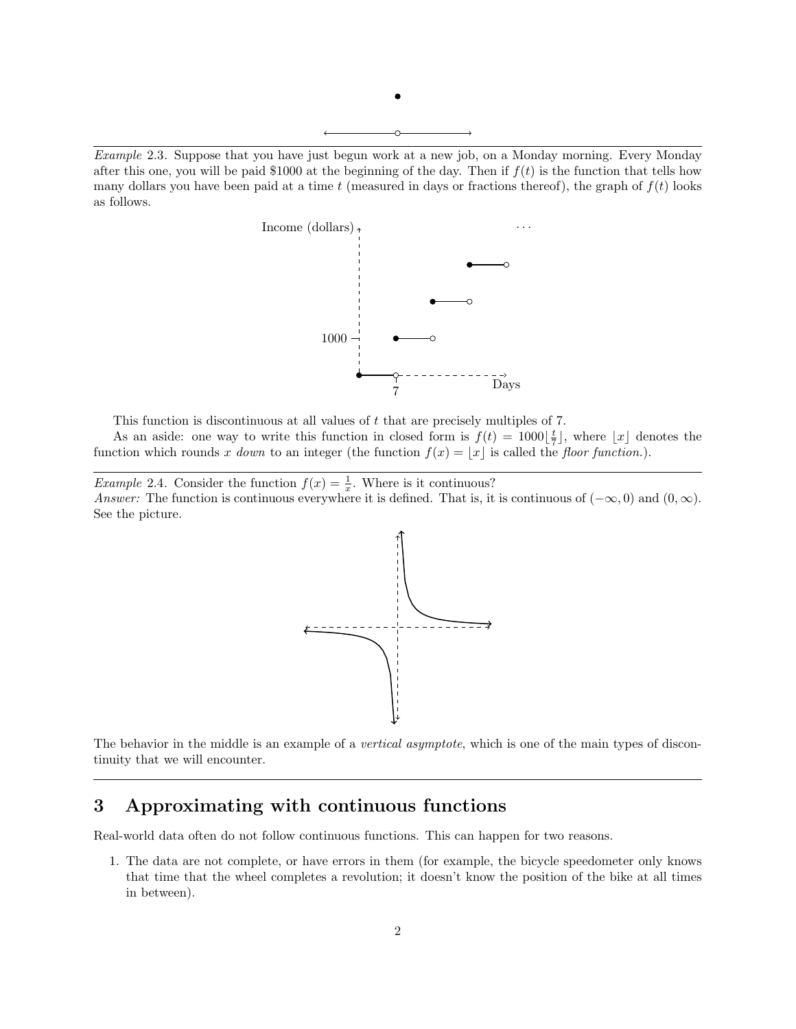*Example* 2.3. Suppose that you have just begun work at a new job, on a Monday morning. Every Monday after this one, you will be paid \$1000 at the beginning of the day. Then if $f(t)$ is the function that tells how many dollars you have been paid at a time $t$ (measured in days or fractions thereof), the graph of $f(t)$ looks as follows.

This function is discontinuous at all values of $t$ that are precisely multiples of 7.

As an aside: one way to write this function in closed form is $f(t) = 1000\lfloor \frac{t}{7} \rfloor$, where $\lfloor x \rfloor$ denotes the function which rounds $x$ *down* to an integer (the function $f(x) = \lfloor x \rfloor$ is called the *floor function*.).

---

*Example* 2.4. Consider the function $f(x) = \frac{1}{x}$. Where is it continuous?
*Answer:* The function is continuous everywhere it is defined. That is, it is continuous of $(-\infty, 0)$ and $(0, \infty)$. See the picture.

The behavior in the middle is an example of a *vertical asymptote*, which is one of the main types of discontinuity that we will encounter.

---

## 3 Approximating with continuous functions

Real-world data often do not follow continuous functions. This can happen for two reasons.

1. The data are not complete, or have errors in them (for example, the bicycle speedometer only knows that time that the wheel completes a revolution; it doesn't know the position of the bike at all times in between).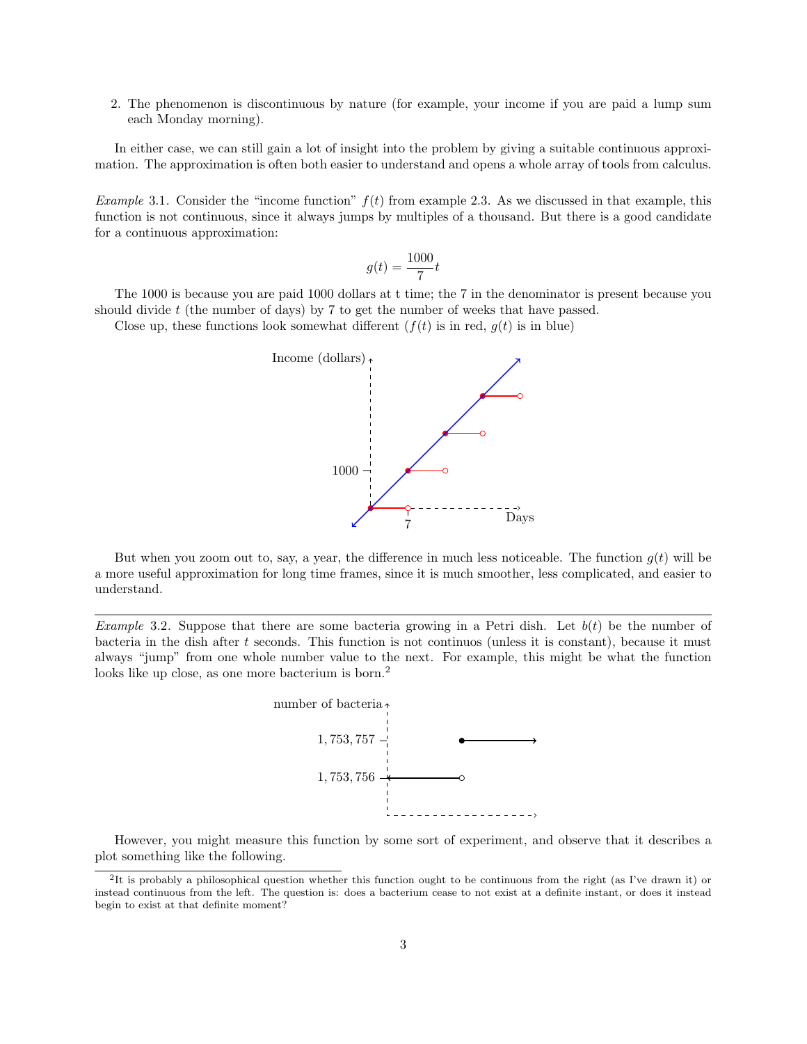2. The phenomenon is discontinuous by nature (for example, your income if you are paid a lump sum each Monday morning).

In either case, we can still gain a lot of insight into the problem by giving a suitable continuous approximation. The approximation is often both easier to understand and opens a whole array of tools from calculus.

*Example* 3.1. Consider the "income function" $f(t)$ from example 2.3. As we discussed in that example, this function is not continuous, since it always jumps by multiples of a thousand. But there is a good candidate for a continuous approximation:

$$g(t) = \frac{1000}{7} t$$

The 1000 is because you are paid 1000 dollars at t time; the 7 in the denominator is present because you should divide $t$ (the number of days) by 7 to get the number of weeks that have passed.

Close up, these functions look somewhat different ($f(t)$ is in red, $g(t)$ is in blue)

But when you zoom out to, say, a year, the difference in much less noticeable. The function $g(t)$ will be a more useful approximation for long time frames, since it is much smoother, less complicated, and easier to understand.

---

*Example* 3.2. Suppose that there are some bacteria growing in a Petri dish. Let $b(t)$ be the number of bacteria in the dish after $t$ seconds. This function is not continuos (unless it is constant), because it must always "jump" from one whole number value to the next. For example, this might be what the function looks like up close, as one more bacterium is born.[2]

However, you might measure this function by some sort of experiment, and observe that it describes a plot something like the following.

[2] It is probably a philosophical question whether this function ought to be continuous from the right (as I've drawn it) or instead continuous from the left. The question is: does a bacterium cease to not exist at a definite instant, or does it instead begin to exist at that definite moment?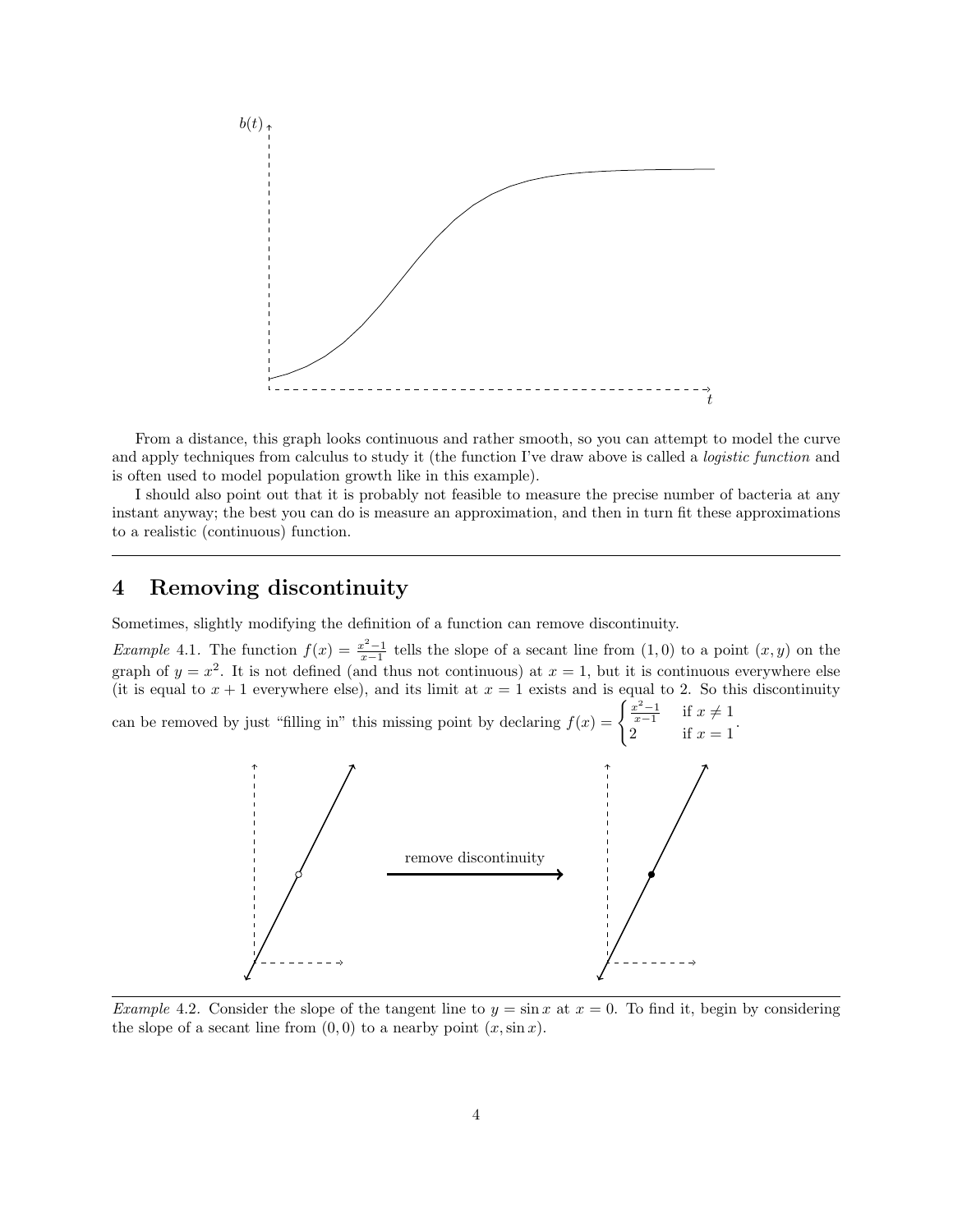From a distance, this graph looks continuous and rather smooth, so you can attempt to model the curve and apply techniques from calculus to study it (the function I've draw above is called a *logistic function* and is often used to model population growth like in this example).

I should also point out that it is probably not feasible to measure the precise number of bacteria at any instant anyway; the best you can do is measure an approximation, and then in turn fit these approximations to a realistic (continuous) function.

---

## 4 Removing discontinuity

Sometimes, slightly modifying the definition of a function can remove discontinuity.

*Example* 4.1. The function $f(x) = \frac{x^2-1}{x-1}$ tells the slope of a secant line from $(1,0)$ to a point $(x,y)$ on the graph of $y = x^2$. It is not defined (and thus not continuous) at $x = 1$, but it is continuous everywhere else (it is equal to $x+1$ everywhere else), and its limit at $x = 1$ exists and is equal to 2. So this discontinuity can be removed by just "filling in" this missing point by declaring $f(x) = \begin{cases} \frac{x^2-1}{x-1} & \text{if } x \neq 1 \\ 2 & \text{if } x = 1 \end{cases}$.

remove discontinuity

---

*Example* 4.2. Consider the slope of the tangent line to $y = \sin x$ at $x = 0$. To find it, begin by considering the slope of a secant line from $(0,0)$ to a nearby point $(x, \sin x)$.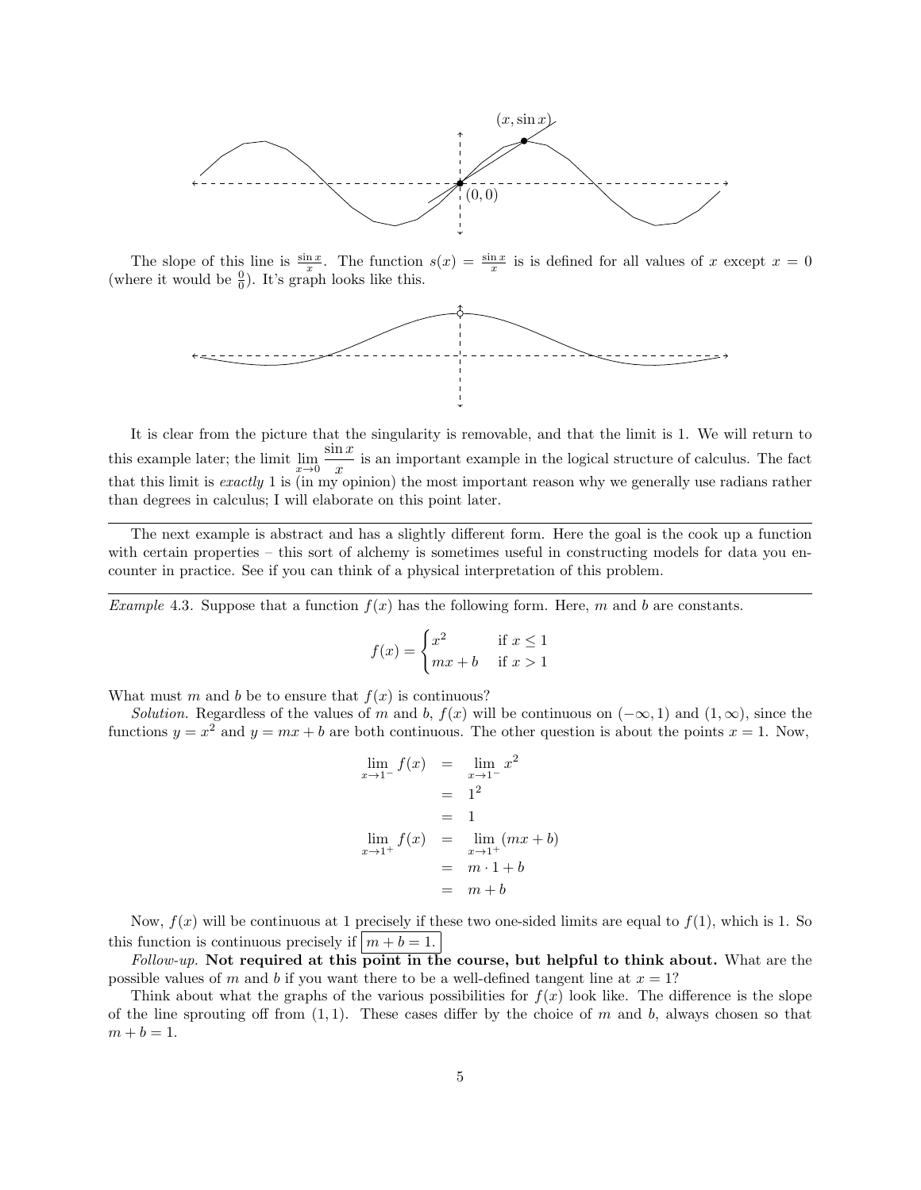The slope of this line is $\frac{\sin x}{x}$. The function $s(x) = \frac{\sin x}{x}$ is is defined for all values of $x$ except $x = 0$ (where it would be $\frac{0}{0}$). It's graph looks like this.

It is clear from the picture that the singularity is removable, and that the limit is 1. We will return to this example later; the limit $\lim_{x \to 0} \frac{\sin x}{x}$ is an important example in the logical structure of calculus. The fact that this limit is *exactly* 1 is (in my opinion) the most important reason why we generally use radians rather than degrees in calculus; I will elaborate on this point later.

---

The next example is abstract and has a slightly different form. Here the goal is the cook up a function with certain properties – this sort of alchemy is sometimes useful in constructing models for data you encounter in practice. See if you can think of a physical interpretation of this problem.

---

*Example* 4.3. Suppose that a function $f(x)$ has the following form. Here, $m$ and $b$ are constants.

$$f(x) = \begin{cases} x^2 & \text{if } x \leq 1 \\ mx + b & \text{if } x > 1 \end{cases}$$

What must $m$ and $b$ be to ensure that $f(x)$ is continuous?

*Solution.* Regardless of the values of $m$ and $b$, $f(x)$ will be continuous on $(-\infty, 1)$ and $(1, \infty)$, since the functions $y = x^2$ and $y = mx + b$ are both continuous. The other question is about the points $x = 1$. Now,

$$\begin{aligned} \lim_{x \to 1^-} f(x) &= \lim_{x \to 1^-} x^2 \\ &= 1^2 \\ &= 1 \\ \lim_{x \to 1^+} f(x) &= \lim_{x \to 1^+} (mx + b) \\ &= m \cdot 1 + b \\ &= m + b \end{aligned}$$

Now, $f(x)$ will be continuous at 1 precisely if these two one-sided limits are equal to $f(1)$, which is 1. So this function is continuous precisely if $\boxed{m + b = 1.}$

*Follow-up.* **Not required at this point in the course, but helpful to think about.** What are the possible values of $m$ and $b$ if you want there to be a well-defined tangent line at $x = 1$?

Think about what the graphs of the various possibilities for $f(x)$ look like. The difference is the slope of the line sprouting off from $(1, 1)$. These cases differ by the choice of $m$ and $b$, always chosen so that $m + b = 1$.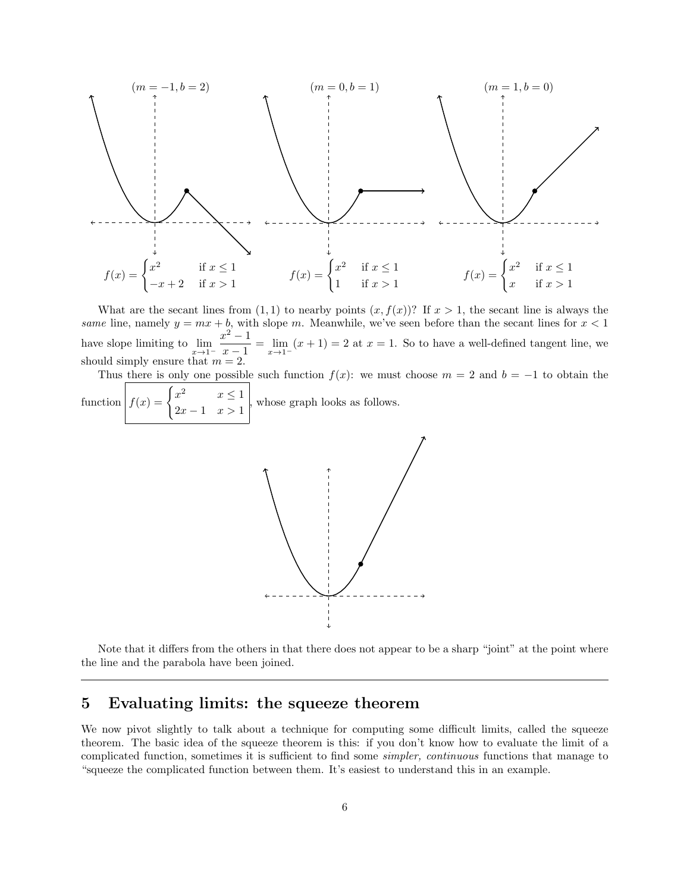$(m = -1, b = 2)$ $\quad$ $(m = 0, b = 1)$ $\quad$ $(m = 1, b = 0)$

$$f(x) = \begin{cases} x^2 & \text{if } x \le 1 \\ -x+2 & \text{if } x > 1 \end{cases} \qquad f(x) = \begin{cases} x^2 & \text{if } x \le 1 \\ 1 & \text{if } x > 1 \end{cases} \qquad f(x) = \begin{cases} x^2 & \text{if } x \le 1 \\ x & \text{if } x > 1 \end{cases}$$

What are the secant lines from $(1, 1)$ to nearby points $(x, f(x))$? If $x > 1$, the secant line is always the *same* line, namely $y = mx + b$, with slope $m$. Meanwhile, we've seen before than the secant lines for $x < 1$ have slope limiting to $\lim_{x \to 1^-} \frac{x^2 - 1}{x - 1} = \lim_{x \to 1^-} (x + 1) = 2$ at $x = 1$. So to have a well-defined tangent line, we should simply ensure that $m = 2$.

Thus there is only one possible such function $f(x)$: we must choose $m = 2$ and $b = -1$ to obtain the function $\boxed{f(x) = \begin{cases} x^2 & x \le 1 \\ 2x - 1 & x > 1 \end{cases}}$, whose graph looks as follows.

Note that it differs from the others in that there does not appear to be a sharp "joint" at the point where the line and the parabola have been joined.

---

## 5 Evaluating limits: the squeeze theorem

We now pivot slightly to talk about a technique for computing some difficult limits, called the squeeze theorem. The basic idea of the squeeze theorem is this: if you don't know how to evaluate the limit of a complicated function, sometimes it is sufficient to find some *simpler, continuous* functions that manage to "squeeze the complicated function between them. It's easiest to understand this in an example.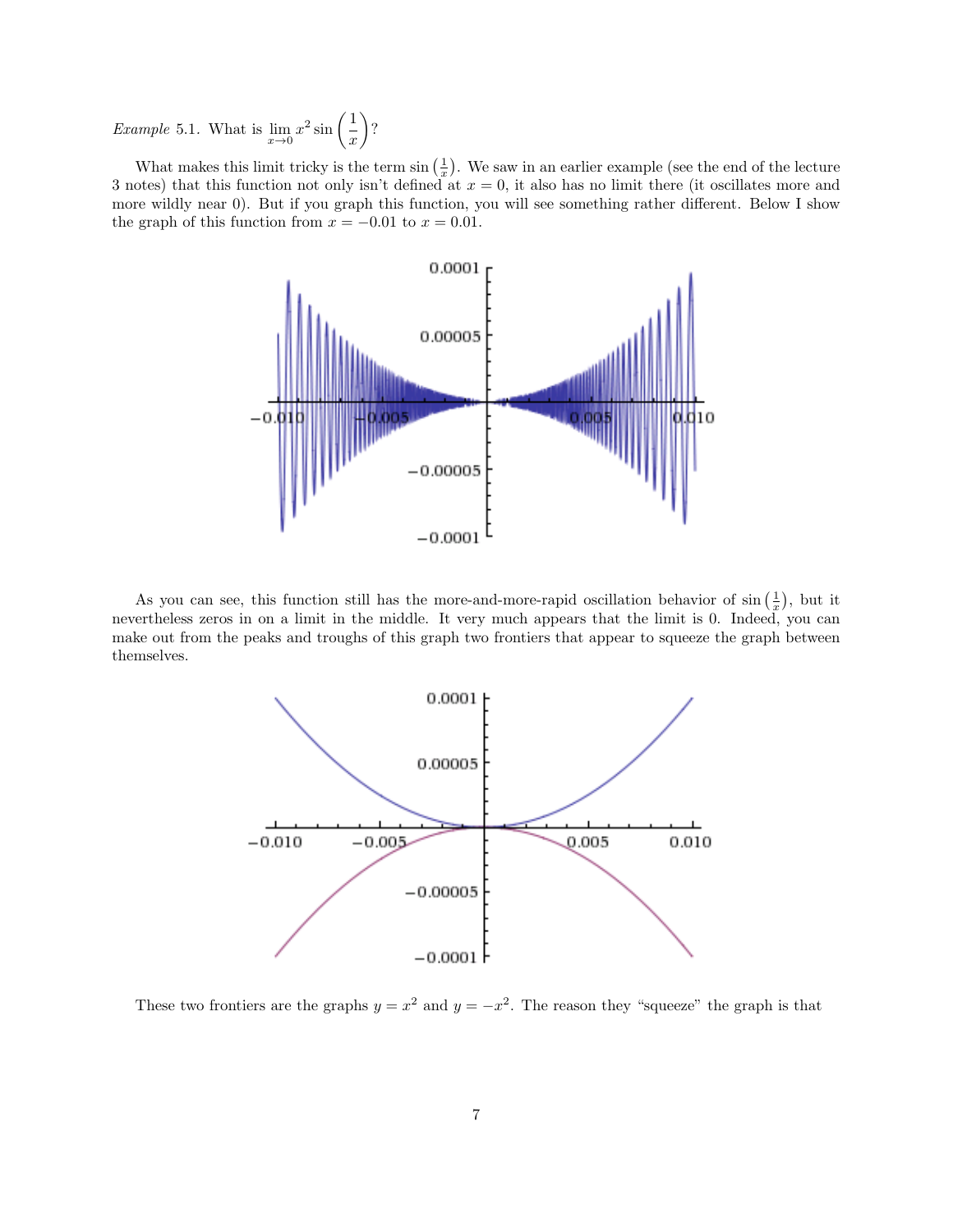*Example* 5.1. What is $\lim_{x \to 0} x^2 \sin\left(\frac{1}{x}\right)$?

What makes this limit tricky is the term $\sin\left(\frac{1}{x}\right)$. We saw in an earlier example (see the end of the lecture 3 notes) that this function not only isn't defined at $x = 0$, it also has no limit there (it oscillates more and more wildly near 0). But if you graph this function, you will see something rather different. Below I show the graph of this function from $x = -0.01$ to $x = 0.01$.

As you can see, this function still has the more-and-more-rapid oscillation behavior of $\sin\left(\frac{1}{x}\right)$, but it nevertheless zeros in on a limit in the middle. It very much appears that the limit is 0. Indeed, you can make out from the peaks and troughs of this graph two frontiers that appear to squeeze the graph between themselves.

These two frontiers are the graphs $y = x^2$ and $y = -x^2$. The reason they "squeeze" the graph is that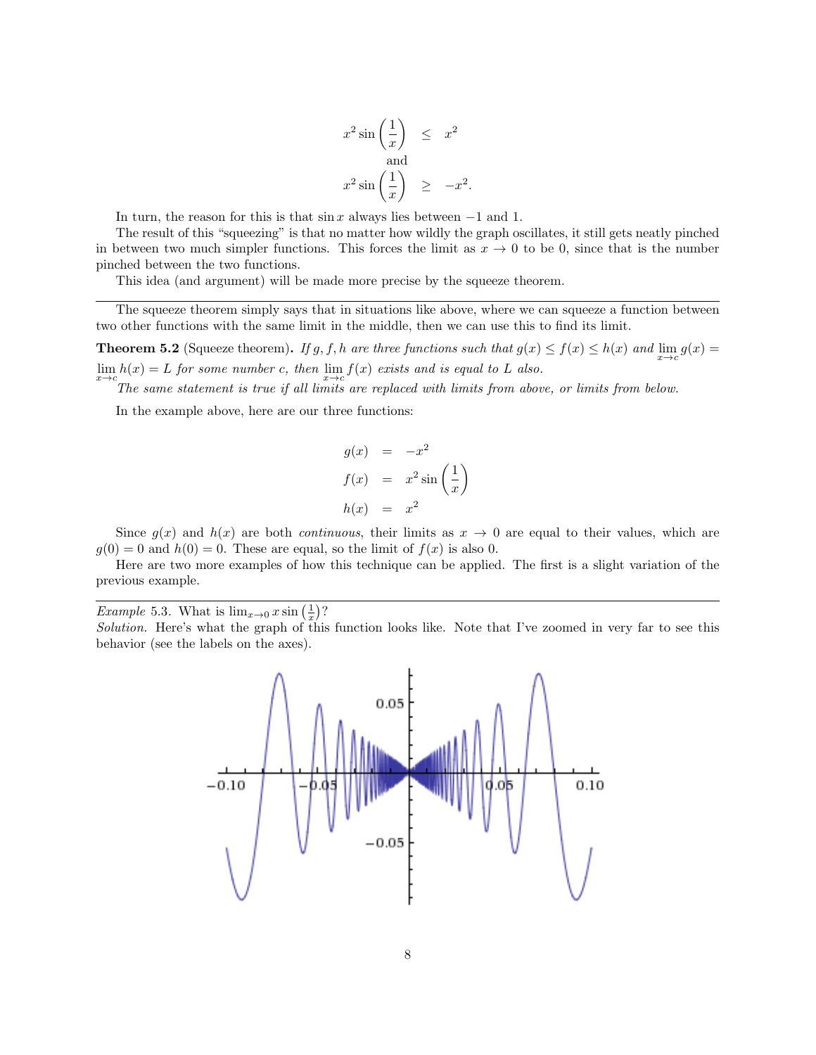$$x^2 \sin\left(\frac{1}{x}\right) \leq x^2$$

and

$$x^2 \sin\left(\frac{1}{x}\right) \geq -x^2.$$

In turn, the reason for this is that $\sin x$ always lies between $-1$ and 1.

The result of this "squeezing" is that no matter how wildly the graph oscillates, it still gets neatly pinched in between two much simpler functions. This forces the limit as $x \to 0$ to be 0, since that is the number pinched between the two functions.

This idea (and argument) will be made more precise by the squeeze theorem.

---

The squeeze theorem simply says that in situations like above, where we can squeeze a function between two other functions with the same limit in the middle, then we can use this to find its limit.

**Theorem 5.2** (Squeeze theorem)**.** *If $g, f, h$ are three functions such that $g(x) \leq f(x) \leq h(x)$ and $\lim_{x \to c} g(x) = \lim_{x \to c} h(x) = L$ for some number $c$, then $\lim_{x \to c} f(x)$ exists and is equal to $L$ also.*

*The same statement is true if all limits are replaced with limits from above, or limits from below.*

In the example above, here are our three functions:

$$g(x) = -x^2$$

$$f(x) = x^2 \sin\left(\frac{1}{x}\right)$$

$$h(x) = x^2$$

Since $g(x)$ and $h(x)$ are both *continuous*, their limits as $x \to 0$ are equal to their values, which are $g(0) = 0$ and $h(0) = 0$. These are equal, so the limit of $f(x)$ is also 0.

Here are two more examples of how this technique can be applied. The first is a slight variation of the previous example.

---

*Example* 5.3. What is $\lim_{x \to 0} x \sin\left(\frac{1}{x}\right)$?

*Solution.* Here's what the graph of this function looks like. Note that I've zoomed in very far to see this behavior (see the labels on the axes).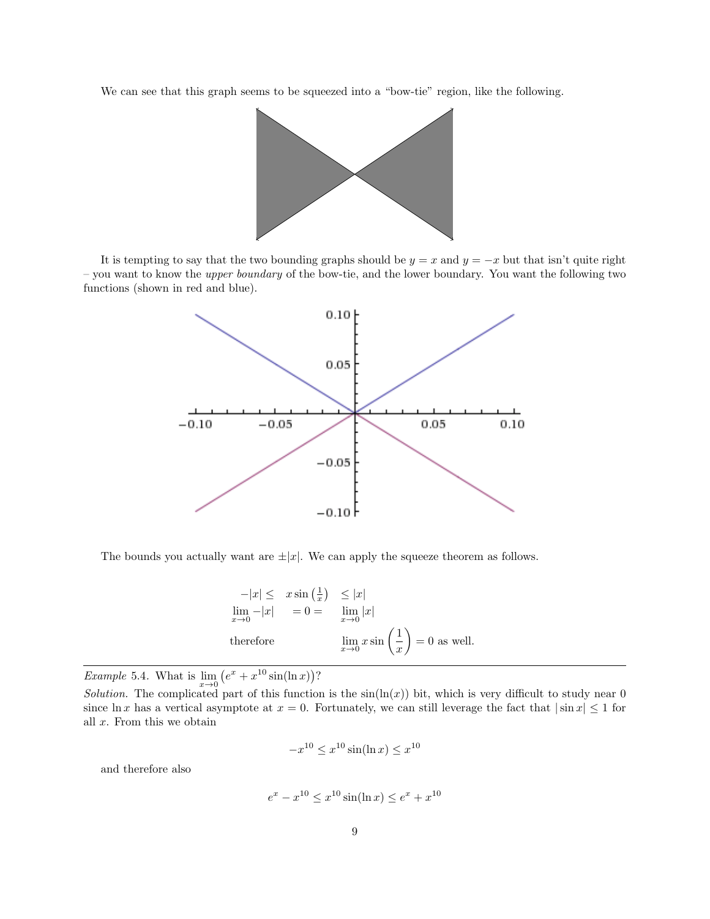We can see that this graph seems to be squeezed into a "bow-tie" region, like the following.

It is tempting to say that the two bounding graphs should be $y = x$ and $y = -x$ but that isn't quite right – you want to know the *upper boundary* of the bow-tie, and the lower boundary. You want the following two functions (shown in red and blue).

The bounds you actually want are $\pm|x|$. We can apply the squeeze theorem as follows.

$$
\begin{array}{lcl}
-|x| \leq & x\sin\left(\frac{1}{x}\right) & \leq |x| \\
\lim_{x\to 0} -|x| & = 0 = & \lim_{x\to 0} |x| \\
\text{therefore} & & \lim_{x\to 0} x\sin\left(\frac{1}{x}\right) = 0 \text{ as well.}
\end{array}
$$

---

*Example* 5.4. What is $\lim_{x\to 0}\left(e^x + x^{10}\sin(\ln x)\right)$?

*Solution.* The complicated part of this function is the $\sin(\ln(x))$ bit, which is very difficult to study near 0 since $\ln x$ has a vertical asymptote at $x = 0$. Fortunately, we can still leverage the fact that $|\sin x| \leq 1$ for all $x$. From this we obtain

$$-x^{10} \leq x^{10}\sin(\ln x) \leq x^{10}$$

and therefore also

$$e^x - x^{10} \leq x^{10}\sin(\ln x) \leq e^x + x^{10}$$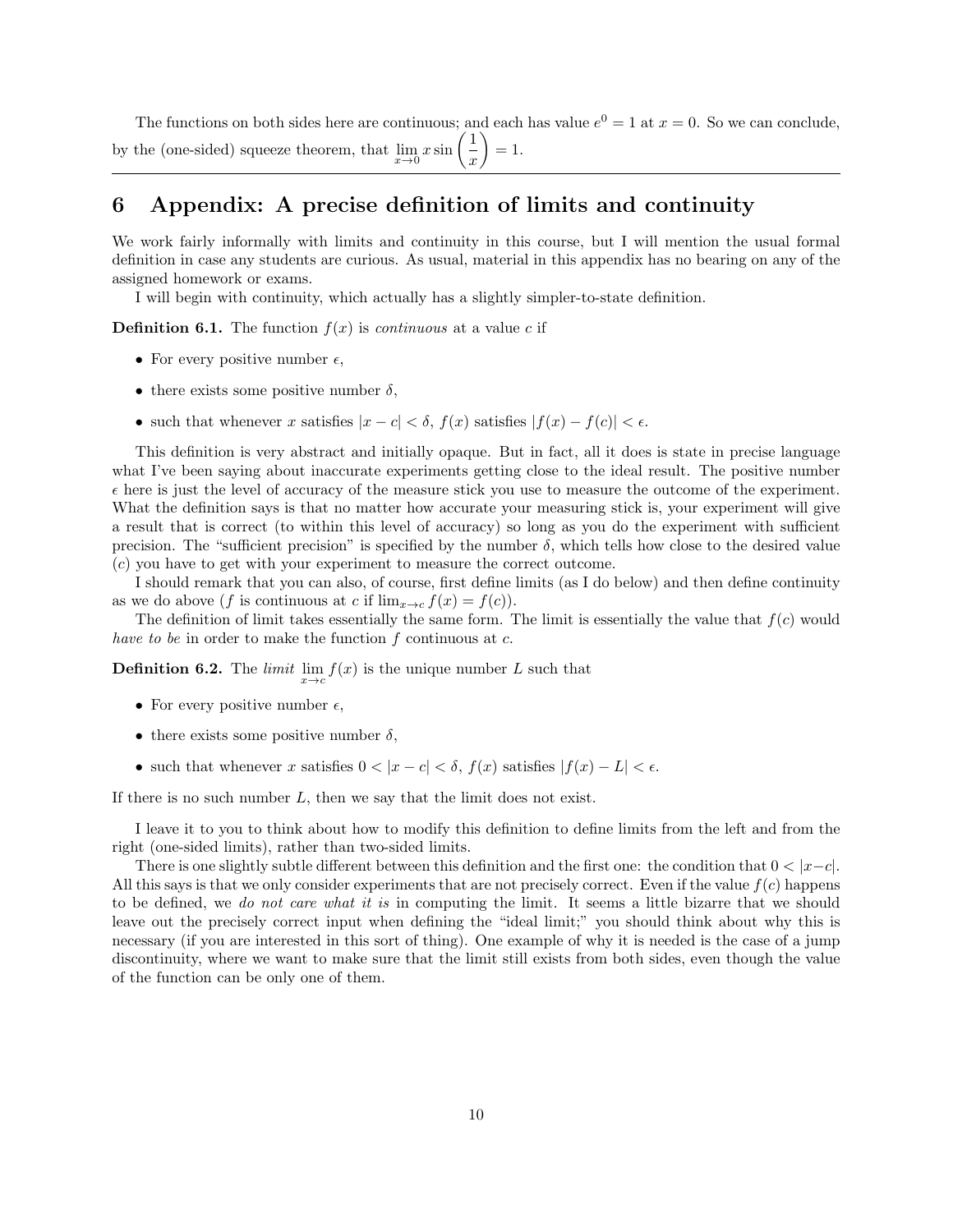The functions on both sides here are continuous; and each has value $e^0 = 1$ at $x = 0$. So we can conclude, by the (one-sided) squeeze theorem, that $\lim_{x\to 0} x \sin\left(\frac{1}{x}\right) = 1$.

---

## 6 Appendix: A precise definition of limits and continuity

We work fairly informally with limits and continuity in this course, but I will mention the usual formal definition in case any students are curious. As usual, material in this appendix has no bearing on any of the assigned homework or exams.

I will begin with continuity, which actually has a slightly simpler-to-state definition.

**Definition 6.1.** The function $f(x)$ is *continuous* at a value $c$ if

- For every positive number $\epsilon$,
- there exists some positive number $\delta$,
- such that whenever $x$ satisfies $|x - c| < \delta$, $f(x)$ satisfies $|f(x) - f(c)| < \epsilon$.

This definition is very abstract and initially opaque. But in fact, all it does is state in precise language what I've been saying about inaccurate experiments getting close to the ideal result. The positive number $\epsilon$ here is just the level of accuracy of the measure stick you use to measure the outcome of the experiment. What the definition says is that no matter how accurate your measuring stick is, your experiment will give a result that is correct (to within this level of accuracy) so long as you do the experiment with sufficient precision. The "sufficient precision" is specified by the number $\delta$, which tells how close to the desired value ($c$) you have to get with your experiment to measure the correct outcome.

I should remark that you can also, of course, first define limits (as I do below) and then define continuity as we do above ($f$ is continuous at $c$ if $\lim_{x\to c} f(x) = f(c)$).

The definition of limit takes essentially the same form. The limit is essentially the value that $f(c)$ would *have to be* in order to make the function $f$ continuous at $c$.

**Definition 6.2.** The *limit* $\lim_{x\to c} f(x)$ is the unique number $L$ such that

- For every positive number $\epsilon$,
- there exists some positive number $\delta$,
- such that whenever $x$ satisfies $0 < |x - c| < \delta$, $f(x)$ satisfies $|f(x) - L| < \epsilon$.

If there is no such number $L$, then we say that the limit does not exist.

I leave it to you to think about how to modify this definition to define limits from the left and from the right (one-sided limits), rather than two-sided limits.

There is one slightly subtle different between this definition and the first one: the condition that $0 < |x-c|$. All this says is that we only consider experiments that are not precisely correct. Even if the value $f(c)$ happens to be defined, we *do not care what it is* in computing the limit. It seems a little bizarre that we should leave out the precisely correct input when defining the "ideal limit;" you should think about why this is necessary (if you are interested in this sort of thing). One example of why it is needed is the case of a jump discontinuity, where we want to make sure that the limit still exists from both sides, even though the value of the function can be only one of them.